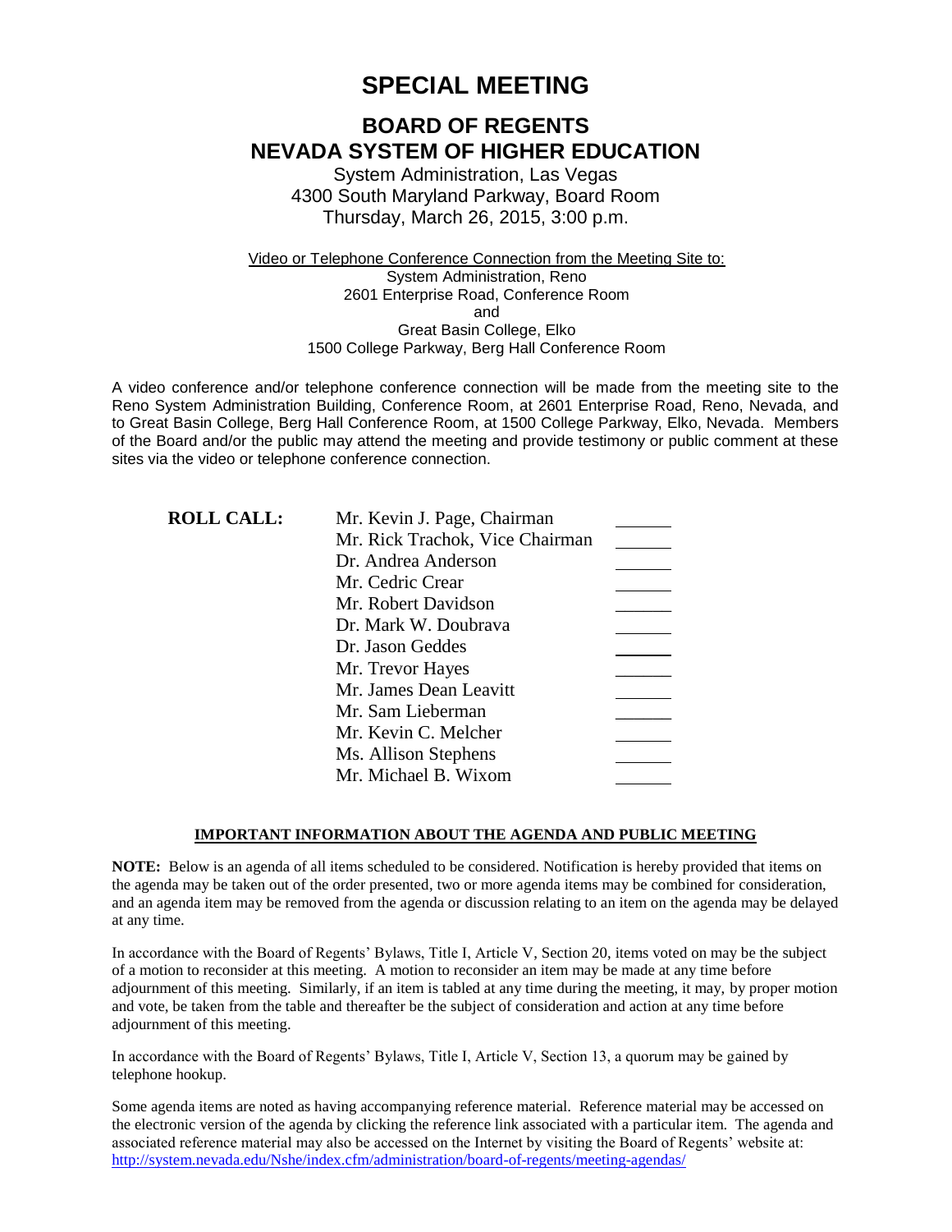# SPECIAL MEETING

## BOARD OF REGENTS
## NEVADA SYSTEM OF HIGHER EDUCATION

System Administration, Las Vegas
4300 South Maryland Parkway, Board Room
Thursday, March 26, 2015, 3:00 p.m.

Video or Telephone Conference Connection from the Meeting Site to:
System Administration, Reno
2601 Enterprise Road, Conference Room
and
Great Basin College, Elko
1500 College Parkway, Berg Hall Conference Room

A video conference and/or telephone conference connection will be made from the meeting site to the Reno System Administration Building, Conference Room, at 2601 Enterprise Road, Reno, Nevada, and to Great Basin College, Berg Hall Conference Room, at 1500 College Parkway, Elko, Nevada. Members of the Board and/or the public may attend the meeting and provide testimony or public comment at these sites via the video or telephone conference connection.

**ROLL CALL:**

| | |
|---|---|
| Mr. Kevin J. Page, Chairman | ______ |
| Mr. Rick Trachok, Vice Chairman | ______ |
| Dr. Andrea Anderson | ______ |
| Mr. Cedric Crear | ______ |
| Mr. Robert Davidson | ______ |
| Dr. Mark W. Doubrava | ______ |
| Dr. Jason Geddes | ______ |
| Mr. Trevor Hayes | ______ |
| Mr. James Dean Leavitt | ______ |
| Mr. Sam Lieberman | ______ |
| Mr. Kevin C. Melcher | ______ |
| Ms. Allison Stephens | ______ |
| Mr. Michael B. Wixom | ______ |

**IMPORTANT INFORMATION ABOUT THE AGENDA AND PUBLIC MEETING**

**NOTE:** Below is an agenda of all items scheduled to be considered. Notification is hereby provided that items on the agenda may be taken out of the order presented, two or more agenda items may be combined for consideration, and an agenda item may be removed from the agenda or discussion relating to an item on the agenda may be delayed at any time.

In accordance with the Board of Regents' Bylaws, Title I, Article V, Section 20, items voted on may be the subject of a motion to reconsider at this meeting. A motion to reconsider an item may be made at any time before adjournment of this meeting. Similarly, if an item is tabled at any time during the meeting, it may, by proper motion and vote, be taken from the table and thereafter be the subject of consideration and action at any time before adjournment of this meeting.

In accordance with the Board of Regents' Bylaws, Title I, Article V, Section 13, a quorum may be gained by telephone hookup.

Some agenda items are noted as having accompanying reference material. Reference material may be accessed on the electronic version of the agenda by clicking the reference link associated with a particular item. The agenda and associated reference material may also be accessed on the Internet by visiting the Board of Regents' website at: http://system.nevada.edu/Nshe/index.cfm/administration/board-of-regents/meeting-agendas/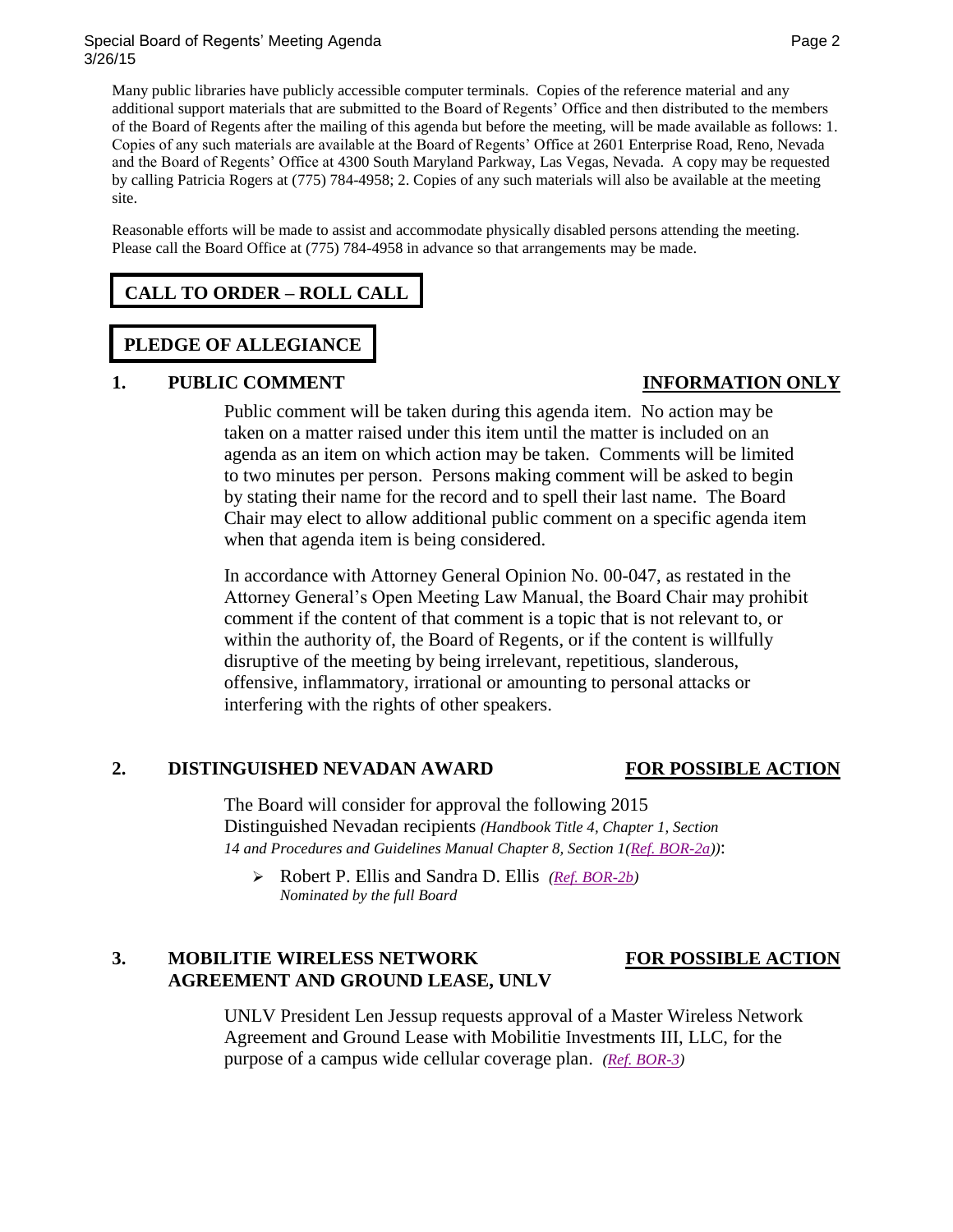Many public libraries have publicly accessible computer terminals. Copies of the reference material and any additional support materials that are submitted to the Board of Regents' Office and then distributed to the members of the Board of Regents after the mailing of this agenda but before the meeting, will be made available as follows: 1. Copies of any such materials are available at the Board of Regents' Office at 2601 Enterprise Road, Reno, Nevada and the Board of Regents' Office at 4300 South Maryland Parkway, Las Vegas, Nevada. A copy may be requested by calling Patricia Rogers at (775) 784-4958; 2. Copies of any such materials will also be available at the meeting site.

Reasonable efforts will be made to assist and accommodate physically disabled persons attending the meeting. Please call the Board Office at (775) 784-4958 in advance so that arrangements may be made.

## CALL TO ORDER – ROLL CALL

## PLEDGE OF ALLEGIANCE

### 1. PUBLIC COMMENT — INFORMATION ONLY

Public comment will be taken during this agenda item. No action may be taken on a matter raised under this item until the matter is included on an agenda as an item on which action may be taken. Comments will be limited to two minutes per person. Persons making comment will be asked to begin by stating their name for the record and to spell their last name. The Board Chair may elect to allow additional public comment on a specific agenda item when that agenda item is being considered.

In accordance with Attorney General Opinion No. 00-047, as restated in the Attorney General's Open Meeting Law Manual, the Board Chair may prohibit comment if the content of that comment is a topic that is not relevant to, or within the authority of, the Board of Regents, or if the content is willfully disruptive of the meeting by being irrelevant, repetitious, slanderous, offensive, inflammatory, irrational or amounting to personal attacks or interfering with the rights of other speakers.

### 2. DISTINGUISHED NEVADAN AWARD — FOR POSSIBLE ACTION

The Board will consider for approval the following 2015 Distinguished Nevadan recipients *(Handbook Title 4, Chapter 1, Section 14 and Procedures and Guidelines Manual Chapter 8, Section 1(Ref. BOR-2a))*:

- Robert P. Ellis and Sandra D. Ellis *(Ref. BOR-2b)*
  *Nominated by the full Board*

### 3. MOBILITIE WIRELESS NETWORK AGREEMENT AND GROUND LEASE, UNLV — FOR POSSIBLE ACTION

UNLV President Len Jessup requests approval of a Master Wireless Network Agreement and Ground Lease with Mobilitie Investments III, LLC, for the purpose of a campus wide cellular coverage plan. *(Ref. BOR-3)*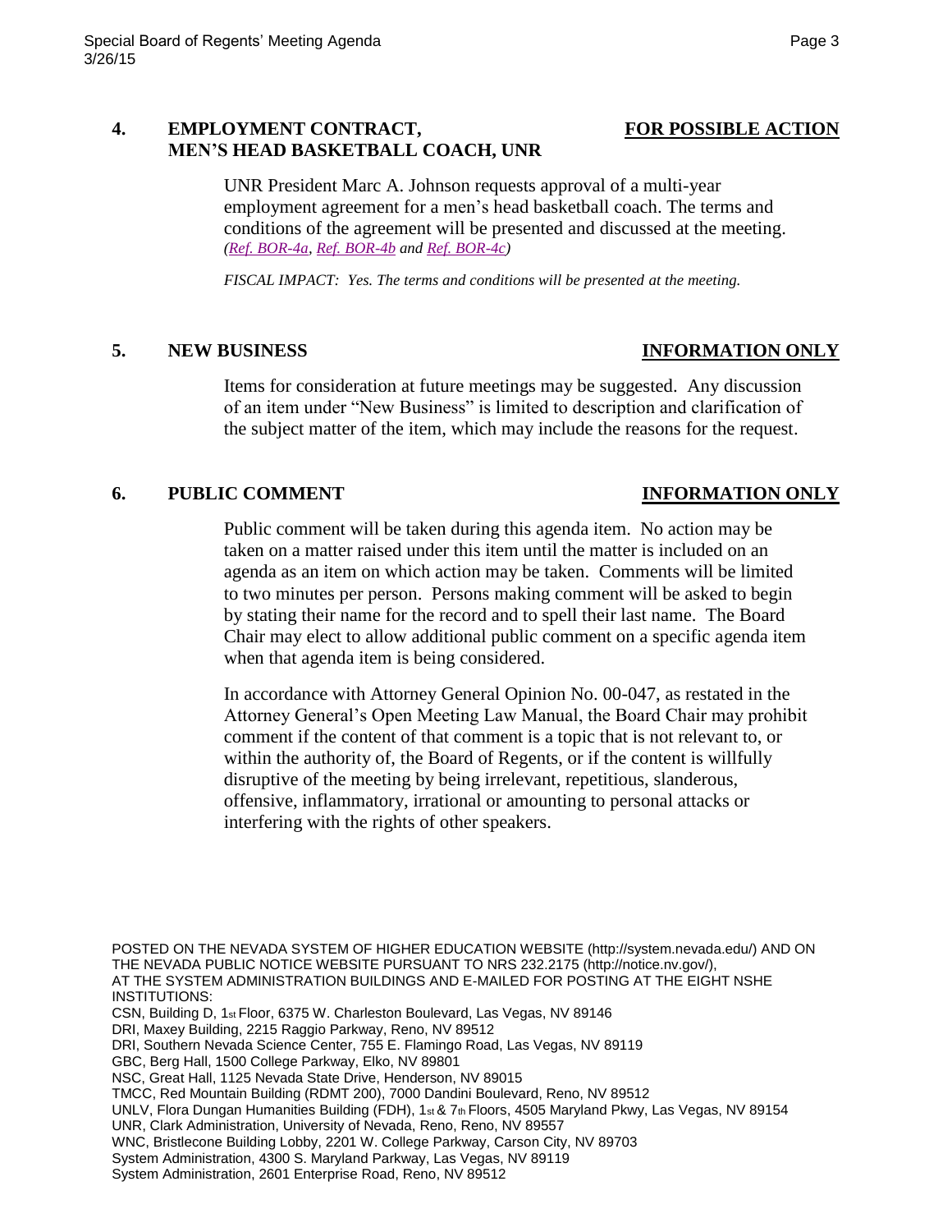## 4. EMPLOYMENT CONTRACT, MEN'S HEAD BASKETBALL COACH, UNR — FOR POSSIBLE ACTION

UNR President Marc A. Johnson requests approval of a multi-year employment agreement for a men's head basketball coach. The terms and conditions of the agreement will be presented and discussed at the meeting. *(Ref. BOR-4a, Ref. BOR-4b and Ref. BOR-4c)*

*FISCAL IMPACT: Yes. The terms and conditions will be presented at the meeting.*

## 5. NEW BUSINESS — INFORMATION ONLY

Items for consideration at future meetings may be suggested. Any discussion of an item under "New Business" is limited to description and clarification of the subject matter of the item, which may include the reasons for the request.

## 6. PUBLIC COMMENT — INFORMATION ONLY

Public comment will be taken during this agenda item. No action may be taken on a matter raised under this item until the matter is included on an agenda as an item on which action may be taken. Comments will be limited to two minutes per person. Persons making comment will be asked to begin by stating their name for the record and to spell their last name. The Board Chair may elect to allow additional public comment on a specific agenda item when that agenda item is being considered.

In accordance with Attorney General Opinion No. 00-047, as restated in the Attorney General's Open Meeting Law Manual, the Board Chair may prohibit comment if the content of that comment is a topic that is not relevant to, or within the authority of, the Board of Regents, or if the content is willfully disruptive of the meeting by being irrelevant, repetitious, slanderous, offensive, inflammatory, irrational or amounting to personal attacks or interfering with the rights of other speakers.

POSTED ON THE NEVADA SYSTEM OF HIGHER EDUCATION WEBSITE (http://system.nevada.edu/) AND ON THE NEVADA PUBLIC NOTICE WEBSITE PURSUANT TO NRS 232.2175 (http://notice.nv.gov/), AT THE SYSTEM ADMINISTRATION BUILDINGS AND E-MAILED FOR POSTING AT THE EIGHT NSHE INSTITUTIONS:

CSN, Building D, 1st Floor, 6375 W. Charleston Boulevard, Las Vegas, NV 89146
DRI, Maxey Building, 2215 Raggio Parkway, Reno, NV 89512
DRI, Southern Nevada Science Center, 755 E. Flamingo Road, Las Vegas, NV 89119
GBC, Berg Hall, 1500 College Parkway, Elko, NV 89801
NSC, Great Hall, 1125 Nevada State Drive, Henderson, NV 89015
TMCC, Red Mountain Building (RDMT 200), 7000 Dandini Boulevard, Reno, NV 89512
UNLV, Flora Dungan Humanities Building (FDH), 1st & 7th Floors, 4505 Maryland Pkwy, Las Vegas, NV 89154
UNR, Clark Administration, University of Nevada, Reno, Reno, NV 89557
WNC, Bristlecone Building Lobby, 2201 W. College Parkway, Carson City, NV 89703
System Administration, 4300 S. Maryland Parkway, Las Vegas, NV 89119
System Administration, 2601 Enterprise Road, Reno, NV 89512